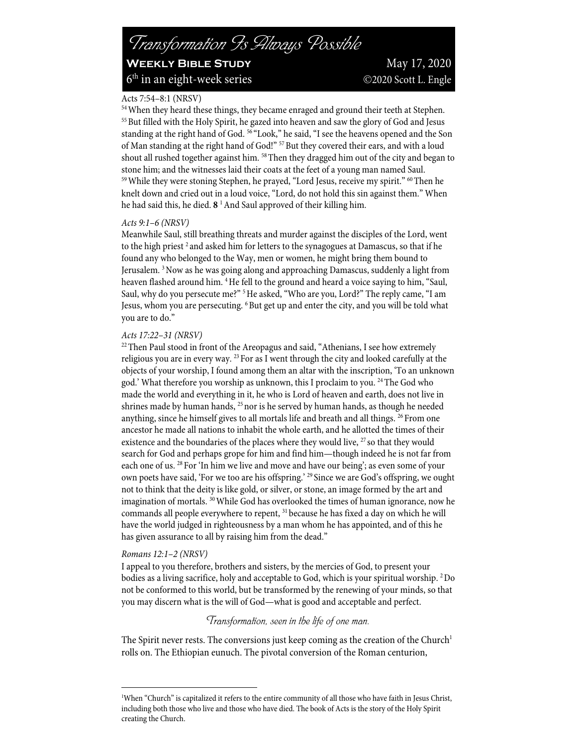# Transformation Is Always Possible

**Weekly Bible Study** May 17, 2020

6th in an eight-week series ©2020 Scott L. Engle

Acts 7:54–8:1 (NRSV)

[54] When they heard these things, they became enraged and ground their teeth at Stephen. [55] But filled with the Holy Spirit, he gazed into heaven and saw the glory of God and Jesus standing at the right hand of God. [56] "Look," he said, "I see the heavens opened and the Son of Man standing at the right hand of God!" [57] But they covered their ears, and with a loud shout all rushed together against him. [58] Then they dragged him out of the city and began to stone him; and the witnesses laid their coats at the feet of a young man named Saul. [59] While they were stoning Stephen, he prayed, "Lord Jesus, receive my spirit." [60] Then he knelt down and cried out in a loud voice, "Lord, do not hold this sin against them." When he had said this, he died. **8** [1] And Saul approved of their killing him.

*Acts 9:1–6 (NRSV)*

Meanwhile Saul, still breathing threats and murder against the disciples of the Lord, went to the high priest [2] and asked him for letters to the synagogues at Damascus, so that if he found any who belonged to the Way, men or women, he might bring them bound to Jerusalem. [3] Now as he was going along and approaching Damascus, suddenly a light from heaven flashed around him. [4] He fell to the ground and heard a voice saying to him, "Saul, Saul, why do you persecute me?" [5] He asked, "Who are you, Lord?" The reply came, "I am Jesus, whom you are persecuting. [6] But get up and enter the city, and you will be told what you are to do."

*Acts 17:22–31 (NRSV)*

[22] Then Paul stood in front of the Areopagus and said, "Athenians, I see how extremely religious you are in every way. [23] For as I went through the city and looked carefully at the objects of your worship, I found among them an altar with the inscription, 'To an unknown god.' What therefore you worship as unknown, this I proclaim to you. [24] The God who made the world and everything in it, he who is Lord of heaven and earth, does not live in shrines made by human hands, [25] nor is he served by human hands, as though he needed anything, since he himself gives to all mortals life and breath and all things. [26] From one ancestor he made all nations to inhabit the whole earth, and he allotted the times of their existence and the boundaries of the places where they would live, [27] so that they would search for God and perhaps grope for him and find him—though indeed he is not far from each one of us. [28] For 'In him we live and move and have our being'; as even some of your own poets have said, 'For we too are his offspring.' [29] Since we are God's offspring, we ought not to think that the deity is like gold, or silver, or stone, an image formed by the art and imagination of mortals. [30] While God has overlooked the times of human ignorance, now he commands all people everywhere to repent, [31] because he has fixed a day on which he will have the world judged in righteousness by a man whom he has appointed, and of this he has given assurance to all by raising him from the dead."

*Romans 12:1–2 (NRSV)*

I appeal to you therefore, brothers and sisters, by the mercies of God, to present your bodies as a living sacrifice, holy and acceptable to God, which is your spiritual worship. [2] Do not be conformed to this world, but be transformed by the renewing of your minds, so that you may discern what is the will of God—what is good and acceptable and perfect.

## *Transformation, seen in the life of one man.*

The Spirit never rests. The conversions just keep coming as the creation of the Church[1] rolls on. The Ethiopian eunuch. The pivotal conversion of the Roman centurion,

[1] When "Church" is capitalized it refers to the entire community of all those who have faith in Jesus Christ, including both those who live and those who have died. The book of Acts is the story of the Holy Spirit creating the Church.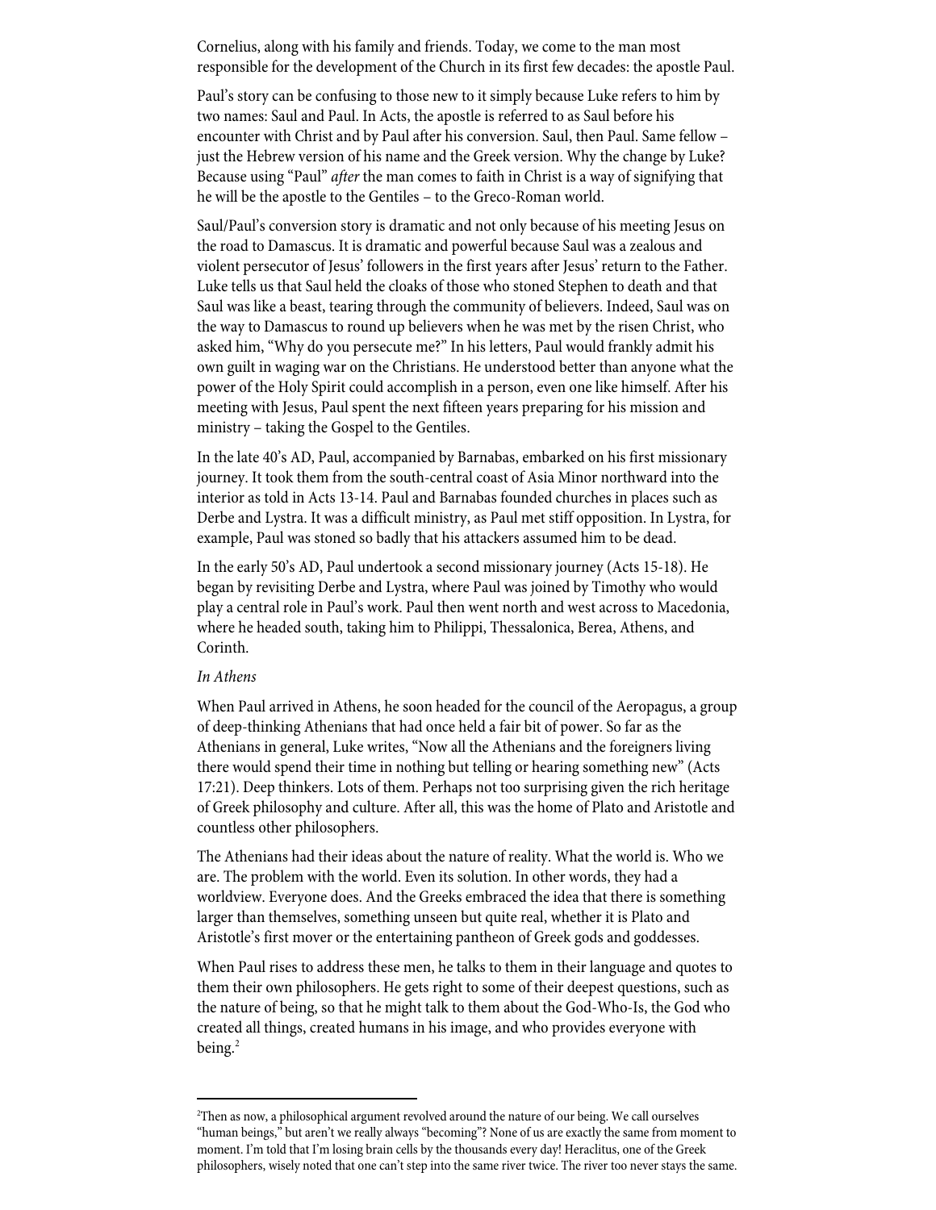Cornelius, along with his family and friends. Today, we come to the man most responsible for the development of the Church in its first few decades: the apostle Paul.

Paul's story can be confusing to those new to it simply because Luke refers to him by two names: Saul and Paul. In Acts, the apostle is referred to as Saul before his encounter with Christ and by Paul after his conversion. Saul, then Paul. Same fellow – just the Hebrew version of his name and the Greek version. Why the change by Luke? Because using "Paul" *after* the man comes to faith in Christ is a way of signifying that he will be the apostle to the Gentiles – to the Greco-Roman world.

Saul/Paul's conversion story is dramatic and not only because of his meeting Jesus on the road to Damascus. It is dramatic and powerful because Saul was a zealous and violent persecutor of Jesus' followers in the first years after Jesus' return to the Father. Luke tells us that Saul held the cloaks of those who stoned Stephen to death and that Saul was like a beast, tearing through the community of believers. Indeed, Saul was on the way to Damascus to round up believers when he was met by the risen Christ, who asked him, "Why do you persecute me?" In his letters, Paul would frankly admit his own guilt in waging war on the Christians. He understood better than anyone what the power of the Holy Spirit could accomplish in a person, even one like himself. After his meeting with Jesus, Paul spent the next fifteen years preparing for his mission and ministry – taking the Gospel to the Gentiles.

In the late 40's AD, Paul, accompanied by Barnabas, embarked on his first missionary journey. It took them from the south-central coast of Asia Minor northward into the interior as told in Acts 13-14. Paul and Barnabas founded churches in places such as Derbe and Lystra. It was a difficult ministry, as Paul met stiff opposition. In Lystra, for example, Paul was stoned so badly that his attackers assumed him to be dead.

In the early 50's AD, Paul undertook a second missionary journey (Acts 15-18). He began by revisiting Derbe and Lystra, where Paul was joined by Timothy who would play a central role in Paul's work. Paul then went north and west across to Macedonia, where he headed south, taking him to Philippi, Thessalonica, Berea, Athens, and Corinth.

*In Athens*

When Paul arrived in Athens, he soon headed for the council of the Aeropagus, a group of deep-thinking Athenians that had once held a fair bit of power. So far as the Athenians in general, Luke writes, "Now all the Athenians and the foreigners living there would spend their time in nothing but telling or hearing something new" (Acts 17:21). Deep thinkers. Lots of them. Perhaps not too surprising given the rich heritage of Greek philosophy and culture. After all, this was the home of Plato and Aristotle and countless other philosophers.

The Athenians had their ideas about the nature of reality. What the world is. Who we are. The problem with the world. Even its solution. In other words, they had a worldview. Everyone does. And the Greeks embraced the idea that there is something larger than themselves, something unseen but quite real, whether it is Plato and Aristotle's first mover or the entertaining pantheon of Greek gods and goddesses.

When Paul rises to address these men, he talks to them in their language and quotes to them their own philosophers. He gets right to some of their deepest questions, such as the nature of being, so that he might talk to them about the God-Who-Is, the God who created all things, created humans in his image, and who provides everyone with being.[2]

---

[2]Then as now, a philosophical argument revolved around the nature of our being. We call ourselves "human beings," but aren't we really always "becoming"? None of us are exactly the same from moment to moment. I'm told that I'm losing brain cells by the thousands every day! Heraclitus, one of the Greek philosophers, wisely noted that one can't step into the same river twice. The river too never stays the same.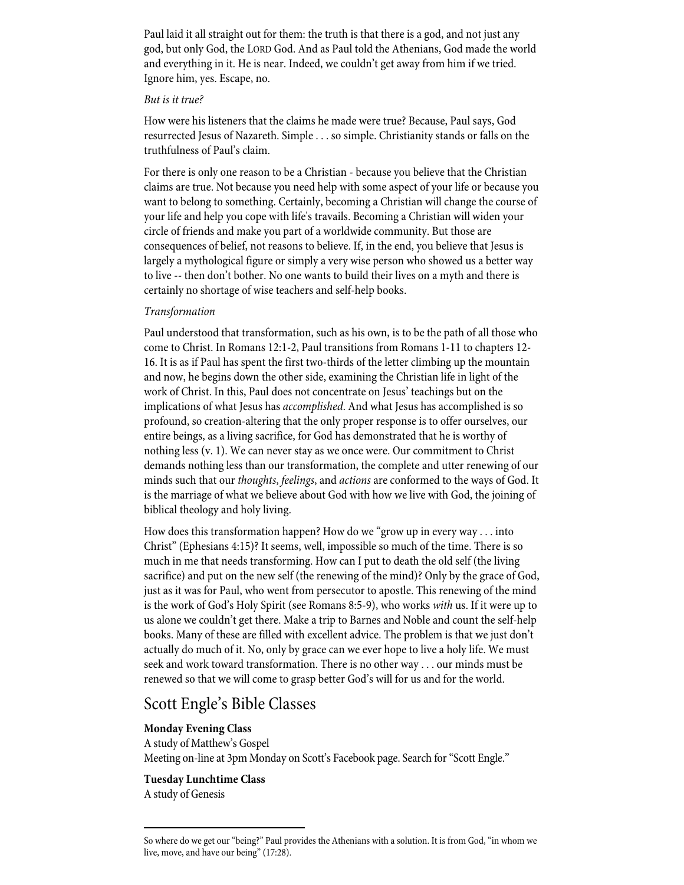Paul laid it all straight out for them: the truth is that there is a god, and not just any god, but only God, the LORD God. And as Paul told the Athenians, God made the world and everything in it. He is near. Indeed, we couldn't get away from him if we tried. Ignore him, yes. Escape, no.

*But is it true?*

How were his listeners that the claims he made were true? Because, Paul says, God resurrected Jesus of Nazareth. Simple . . . so simple. Christianity stands or falls on the truthfulness of Paul's claim.

For there is only one reason to be a Christian - because you believe that the Christian claims are true. Not because you need help with some aspect of your life or because you want to belong to something. Certainly, becoming a Christian will change the course of your life and help you cope with life's travails. Becoming a Christian will widen your circle of friends and make you part of a worldwide community. But those are consequences of belief, not reasons to believe. If, in the end, you believe that Jesus is largely a mythological figure or simply a very wise person who showed us a better way to live -- then don't bother. No one wants to build their lives on a myth and there is certainly no shortage of wise teachers and self-help books.

*Transformation*

Paul understood that transformation, such as his own, is to be the path of all those who come to Christ. In Romans 12:1-2, Paul transitions from Romans 1-11 to chapters 12-16. It is as if Paul has spent the first two-thirds of the letter climbing up the mountain and now, he begins down the other side, examining the Christian life in light of the work of Christ. In this, Paul does not concentrate on Jesus' teachings but on the implications of what Jesus has *accomplished*. And what Jesus has accomplished is so profound, so creation-altering that the only proper response is to offer ourselves, our entire beings, as a living sacrifice, for God has demonstrated that he is worthy of nothing less (v. 1). We can never stay as we once were. Our commitment to Christ demands nothing less than our transformation, the complete and utter renewing of our minds such that our *thoughts*, *feelings*, and *actions* are conformed to the ways of God. It is the marriage of what we believe about God with how we live with God, the joining of biblical theology and holy living.

How does this transformation happen? How do we "grow up in every way . . . into Christ" (Ephesians 4:15)? It seems, well, impossible so much of the time. There is so much in me that needs transforming. How can I put to death the old self (the living sacrifice) and put on the new self (the renewing of the mind)? Only by the grace of God, just as it was for Paul, who went from persecutor to apostle. This renewing of the mind is the work of God's Holy Spirit (see Romans 8:5-9), who works *with* us. If it were up to us alone we couldn't get there. Make a trip to Barnes and Noble and count the self-help books. Many of these are filled with excellent advice. The problem is that we just don't actually do much of it. No, only by grace can we ever hope to live a holy life. We must seek and work toward transformation. There is no other way . . . our minds must be renewed so that we will come to grasp better God's will for us and for the world.

## Scott Engle's Bible Classes

**Monday Evening Class**
A study of Matthew's Gospel
Meeting on-line at 3pm Monday on Scott's Facebook page. Search for "Scott Engle."

**Tuesday Lunchtime Class**
A study of Genesis

---

So where do we get our "being?" Paul provides the Athenians with a solution. It is from God, "in whom we live, move, and have our being" (17:28).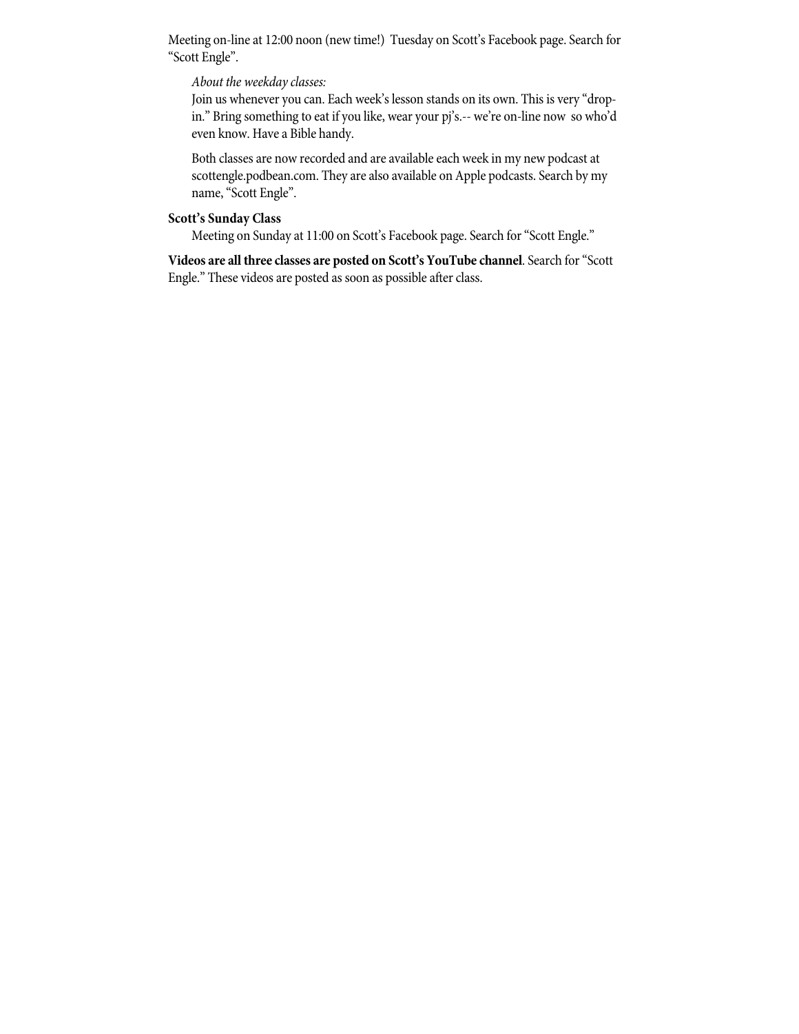Meeting on-line at 12:00 noon (new time!)  Tuesday on Scott's Facebook page. Search for "Scott Engle".

*About the weekday classes:*
Join us whenever you can. Each week's lesson stands on its own. This is very "drop-in." Bring something to eat if you like, wear your pj's.-- we're on-line now  so who'd even know. Have a Bible handy.

Both classes are now recorded and are available each week in my new podcast at scottengle.podbean.com. They are also available on Apple podcasts. Search by my name, "Scott Engle".

**Scott's Sunday Class**
Meeting on Sunday at 11:00 on Scott's Facebook page. Search for "Scott Engle."

**Videos are all three classes are posted on Scott's YouTube channel**. Search for "Scott Engle." These videos are posted as soon as possible after class.